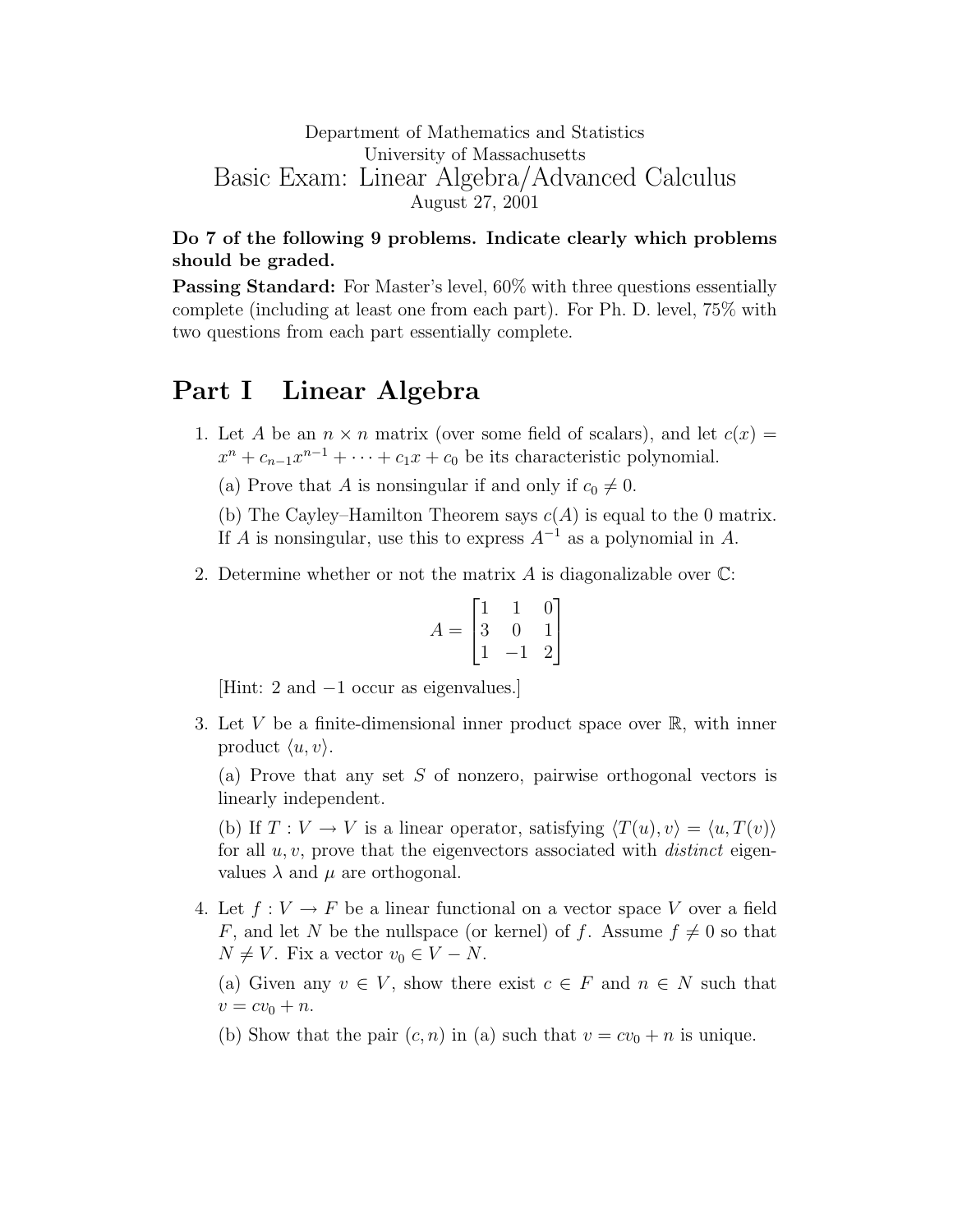Department of Mathematics and Statistics
University of Massachusetts

# Basic Exam: Linear Algebra/Advanced Calculus

August 27, 2001

**Do 7 of the following 9 problems. Indicate clearly which problems should be graded.**

**Passing Standard:** For Master's level, 60% with three questions essentially complete (including at least one from each part). For Ph. D. level, 75% with two questions from each part essentially complete.

## Part I Linear Algebra

1. Let $A$ be an $n \times n$ matrix (over some field of scalars), and let $c(x) = x^n + c_{n-1}x^{n-1} + \cdots + c_1 x + c_0$ be its characteristic polynomial.

   (a) Prove that $A$ is nonsingular if and only if $c_0 \neq 0$.

   (b) The Cayley–Hamilton Theorem says $c(A)$ is equal to the 0 matrix. If $A$ is nonsingular, use this to express $A^{-1}$ as a polynomial in $A$.

2. Determine whether or not the matrix $A$ is diagonalizable over $\mathbb{C}$:

   $$A = \begin{bmatrix} 1 & 1 & 0 \\ 3 & 0 & 1 \\ 1 & -1 & 2 \end{bmatrix}$$

   [Hint: 2 and $-1$ occur as eigenvalues.]

3. Let $V$ be a finite-dimensional inner product space over $\mathbb{R}$, with inner product $\langle u, v \rangle$.

   (a) Prove that any set $S$ of nonzero, pairwise orthogonal vectors is linearly independent.

   (b) If $T : V \to V$ is a linear operator, satisfying $\langle T(u), v \rangle = \langle u, T(v) \rangle$ for all $u, v$, prove that the eigenvectors associated with *distinct* eigenvalues $\lambda$ and $\mu$ are orthogonal.

4. Let $f : V \to F$ be a linear functional on a vector space $V$ over a field $F$, and let $N$ be the nullspace (or kernel) of $f$. Assume $f \neq 0$ so that $N \neq V$. Fix a vector $v_0 \in V - N$.

   (a) Given any $v \in V$, show there exist $c \in F$ and $n \in N$ such that $v = cv_0 + n$.

   (b) Show that the pair $(c, n)$ in (a) such that $v = cv_0 + n$ is unique.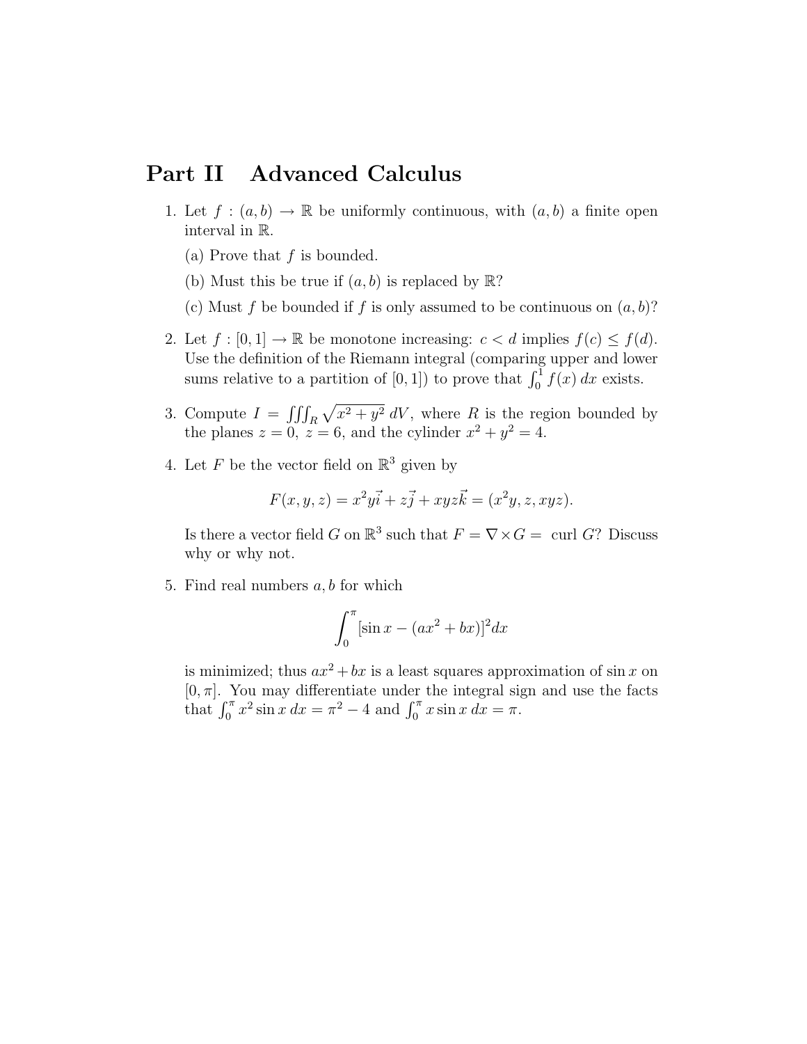# Part II Advanced Calculus

1. Let $f : (a, b) \to \mathbb{R}$ be uniformly continuous, with $(a, b)$ a finite open interval in $\mathbb{R}$.

   (a) Prove that $f$ is bounded.

   (b) Must this be true if $(a, b)$ is replaced by $\mathbb{R}$?

   (c) Must $f$ be bounded if $f$ is only assumed to be continuous on $(a, b)$?

2. Let $f : [0, 1] \to \mathbb{R}$ be monotone increasing: $c < d$ implies $f(c) \leq f(d)$. Use the definition of the Riemann integral (comparing upper and lower sums relative to a partition of $[0, 1]$) to prove that $\int_0^1 f(x)\, dx$ exists.

3. Compute $I = \iiint_R \sqrt{x^2 + y^2}\, dV$, where $R$ is the region bounded by the planes $z = 0$, $z = 6$, and the cylinder $x^2 + y^2 = 4$.

4. Let $F$ be the vector field on $\mathbb{R}^3$ given by

   $$F(x, y, z) = x^2 y \vec{i} + z \vec{j} + xyz \vec{k} = (x^2 y, z, xyz).$$

   Is there a vector field $G$ on $\mathbb{R}^3$ such that $F = \nabla \times G = \text{curl } G$? Discuss why or why not.

5. Find real numbers $a, b$ for which

   $$\int_0^\pi [\sin x - (ax^2 + bx)]^2 dx$$

   is minimized; thus $ax^2 + bx$ is a least squares approximation of $\sin x$ on $[0, \pi]$. You may differentiate under the integral sign and use the facts that $\int_0^\pi x^2 \sin x\, dx = \pi^2 - 4$ and $\int_0^\pi x \sin x\, dx = \pi$.